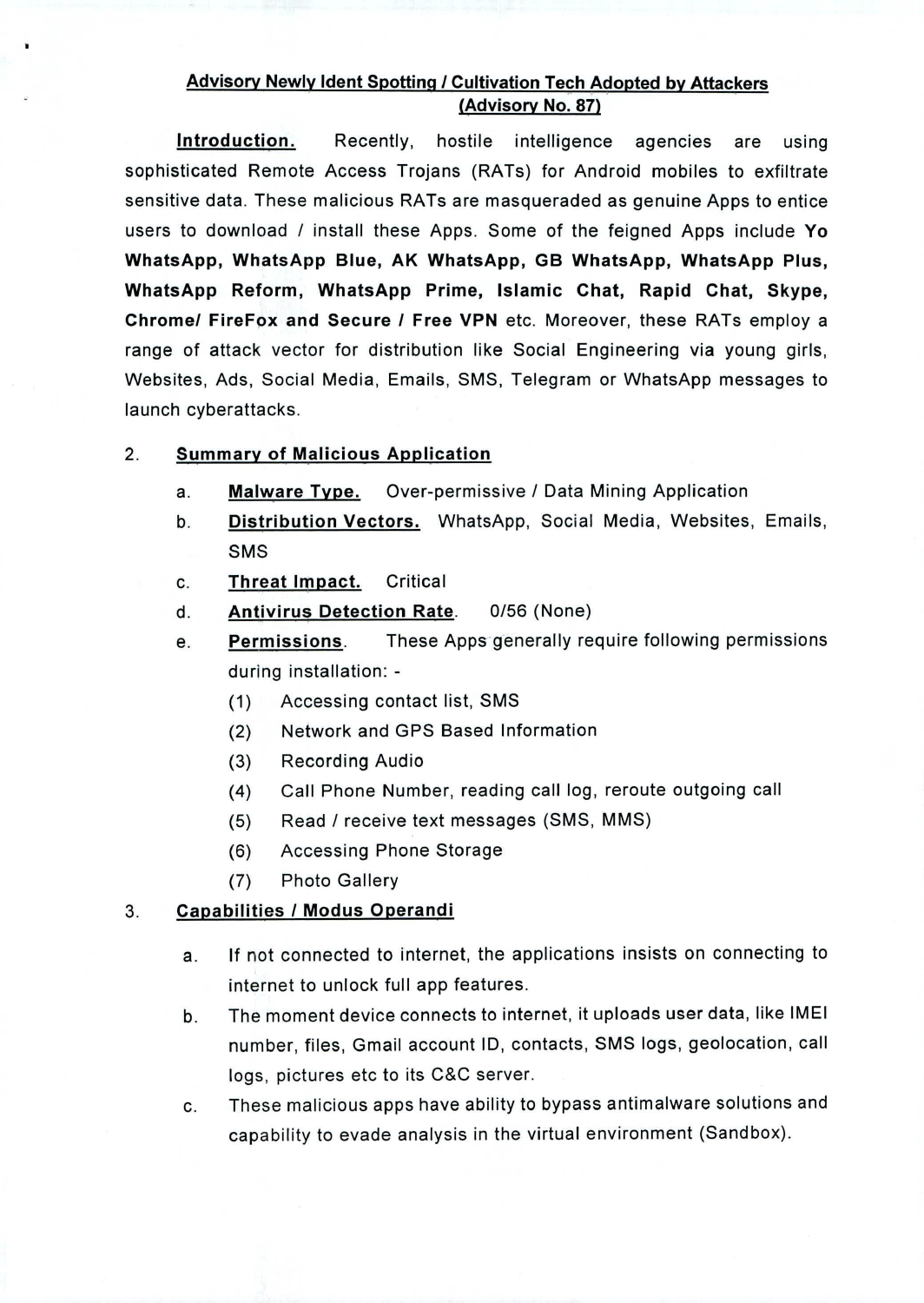## Advisory Newly Ident Spotting / Cultivation Tech Adopted by Attackers (Advisory No. 87)

**Introduction.** Recently, hostile intelligence agencies are using sophisticated Remote Access Trojans (RATs) for Android mobiles to exfiltrate sensitive data. These malicious RATs are masqueraded as genuine Apps to entice users to download / install these Apps. Some of the feigned Apps include **Yo WhatsApp, WhatsApp Blue, AK WhatsApp, GB WhatsApp, WhatsApp Plus, WhatsApp Reform, WhatsApp Prime, Islamic Chat, Rapid Chat, Skype, Chrome/ FireFox and Secure / Free VPN** etc. Moreover, these RATs employ a range of attack vector for distribution like Social Engineering via young girls, Websites, Ads, Social Media, Emails, SMS, Telegram or WhatsApp messages to launch cyberattacks.

2. **Summary of Malicious Application**

   a. **Malware Type.** Over-permissive / Data Mining Application

   b. **Distribution Vectors.** WhatsApp, Social Media, Websites, Emails, SMS

   c. **Threat Impact.** Critical

   d. **Antivirus Detection Rate**. 0/56 (None)

   e. **Permissions**. These Apps generally require following permissions during installation: -

      (1) Accessing contact list, SMS

      (2) Network and GPS Based Information

      (3) Recording Audio

      (4) Call Phone Number, reading call log, reroute outgoing call

      (5) Read / receive text messages (SMS, MMS)

      (6) Accessing Phone Storage

      (7) Photo Gallery

3. **Capabilities / Modus Operandi**

   a. If not connected to internet, the applications insists on connecting to internet to unlock full app features.

   b. The moment device connects to internet, it uploads user data, like IMEI number, files, Gmail account ID, contacts, SMS logs, geolocation, call logs, pictures etc to its C&C server.

   c. These malicious apps have ability to bypass antimalware solutions and capability to evade analysis in the virtual environment (Sandbox).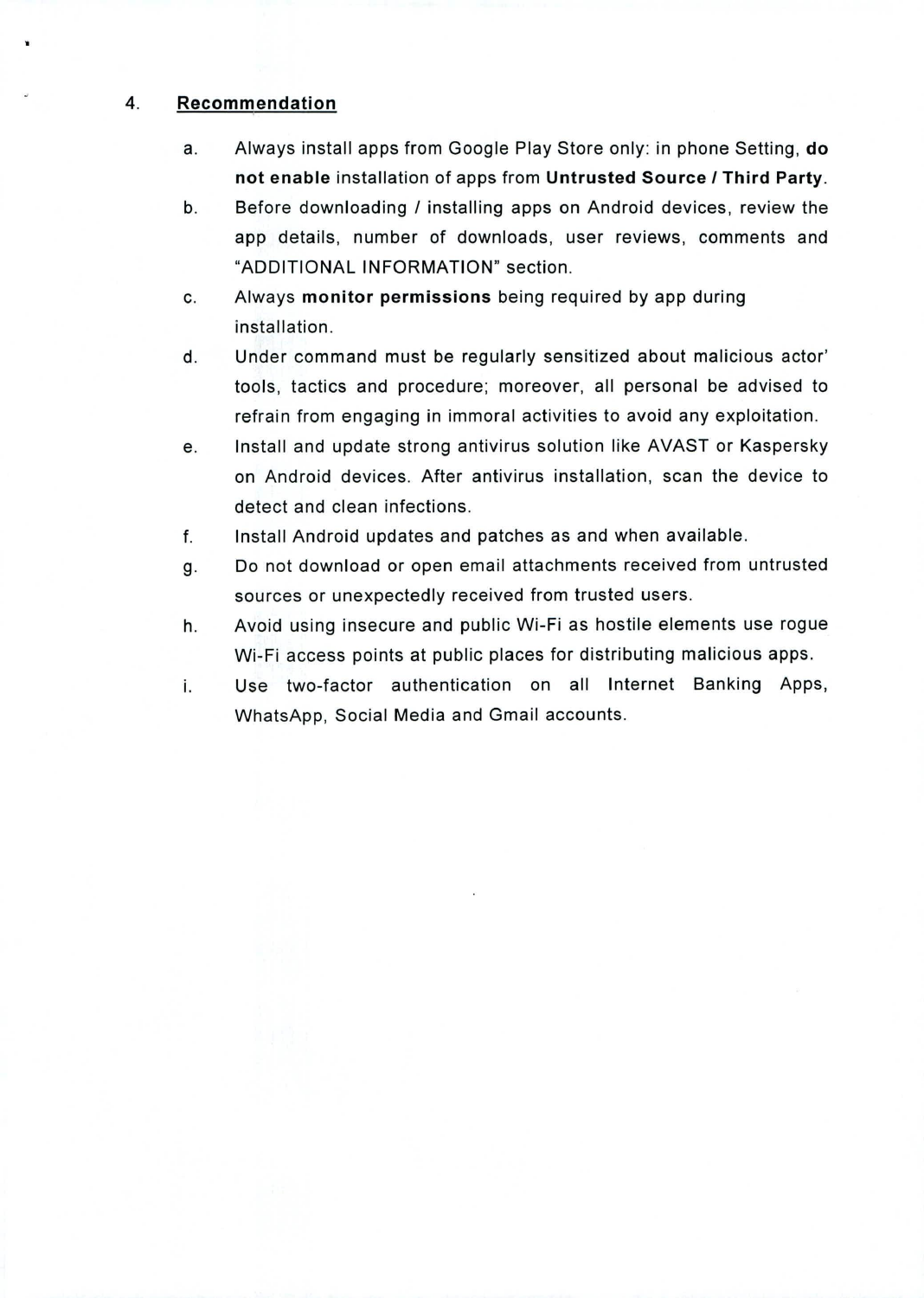## 4. Recommendation

a. Always install apps from Google Play Store only: in phone Setting, **do not enable** installation of apps from **Untrusted Source / Third Party**.

b. Before downloading / installing apps on Android devices, review the app details, number of downloads, user reviews, comments and "ADDITIONAL INFORMATION" section.

c. Always **monitor permissions** being required by app during installation.

d. Under command must be regularly sensitized about malicious actor' tools, tactics and procedure; moreover, all personal be advised to refrain from engaging in immoral activities to avoid any exploitation.

e. Install and update strong antivirus solution like AVAST or Kaspersky on Android devices. After antivirus installation, scan the device to detect and clean infections.

f. Install Android updates and patches as and when available.

g. Do not download or open email attachments received from untrusted sources or unexpectedly received from trusted users.

h. Avoid using insecure and public Wi-Fi as hostile elements use rogue Wi-Fi access points at public places for distributing malicious apps.

i. Use two-factor authentication on all Internet Banking Apps, WhatsApp, Social Media and Gmail accounts.